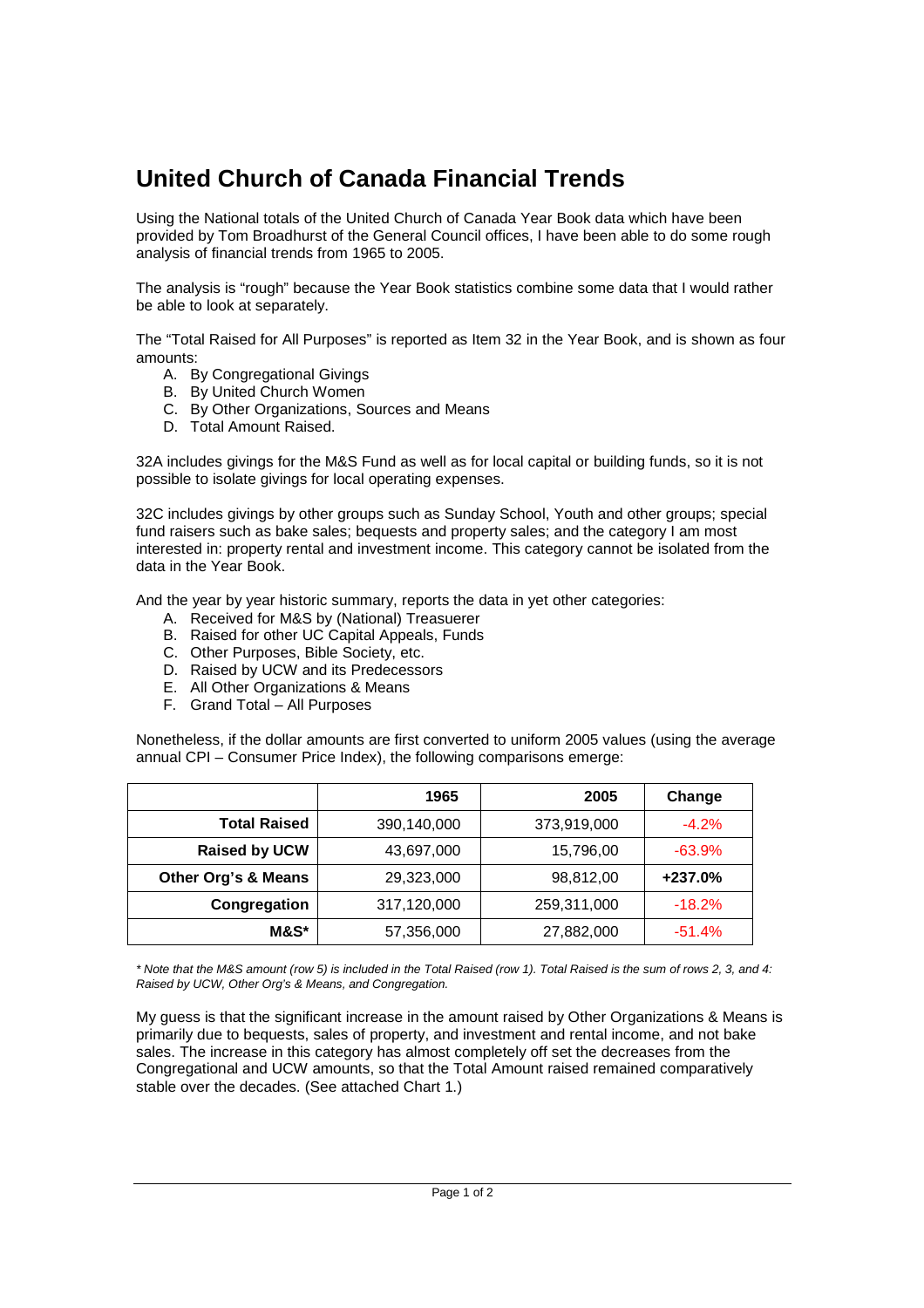# United Church of Canada Financial Trends

Using the National totals of the United Church of Canada Year Book data which have been provided by Tom Broadhurst of the General Council offices, I have been able to do some rough analysis of financial trends from 1965 to 2005.

The analysis is "rough" because the Year Book statistics combine some data that I would rather be able to look at separately.

The "Total Raised for All Purposes" is reported as Item 32 in the Year Book, and is shown as four amounts:

A. By Congregational Givings
B. By United Church Women
C. By Other Organizations, Sources and Means
D. Total Amount Raised.

32A includes givings for the M&S Fund as well as for local capital or building funds, so it is not possible to isolate givings for local operating expenses.

32C includes givings by other groups such as Sunday School, Youth and other groups; special fund raisers such as bake sales; bequests and property sales; and the category I am most interested in: property rental and investment income. This category cannot be isolated from the data in the Year Book.

And the year by year historic summary, reports the data in yet other categories:

A. Received for M&S by (National) Treasuerer
B. Raised for other UC Capital Appeals, Funds
C. Other Purposes, Bible Society, etc.
D. Raised by UCW and its Predecessors
E. All Other Organizations & Means
F. Grand Total – All Purposes

Nonetheless, if the dollar amounts are first converted to uniform 2005 values (using the average annual CPI – Consumer Price Index), the following comparisons emerge:

| | 1965 | 2005 | Change |
|---:|---:|---:|---:|
| **Total Raised** | 390,140,000 | 373,919,000 | -4.2% |
| **Raised by UCW** | 43,697,000 | 15,796,00 | -63.9% |
| **Other Org's & Means** | 29,323,000 | 98,812,00 | **+237.0%** |
| **Congregation** | 317,120,000 | 259,311,000 | -18.2% |
| **M&S*** | 57,356,000 | 27,882,000 | -51.4% |

*\* Note that the M&S amount (row 5) is included in the Total Raised (row 1). Total Raised is the sum of rows 2, 3, and 4: Raised by UCW, Other Org's & Means, and Congregation.*

My guess is that the significant increase in the amount raised by Other Organizations & Means is primarily due to bequests, sales of property, and investment and rental income, and not bake sales. The increase in this category has almost completely off set the decreases from the Congregational and UCW amounts, so that the Total Amount raised remained comparatively stable over the decades. (See attached Chart 1.)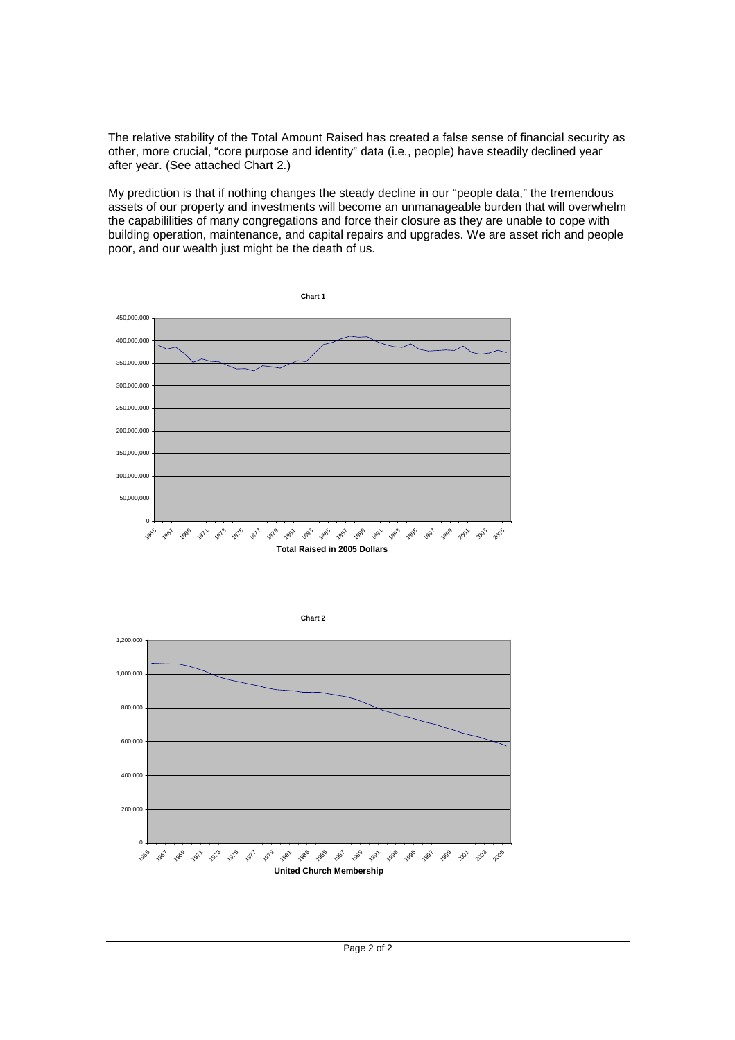The relative stability of the Total Amount Raised has created a false sense of financial security as other, more crucial, "core purpose and identity" data (i.e., people) have steadily declined year after year. (See attached Chart 2.)

My prediction is that if nothing changes the steady decline in our "people data," the tremendous assets of our property and investments will become an unmanageable burden that will overwhelm the capabililities of many congregations and force their closure as they are unable to cope with building operation, maintenance, and capital repairs and upgrades. We are asset rich and people poor, and our wealth just might be the death of us.

**Chart 1**

450,000,000
400,000,000
350,000,000
300,000,000
250,000,000
200,000,000
150,000,000
100,000,000
50,000,000
0

1965 1967 1969 1971 1973 1975 1977 1979 1981 1983 1985 1987 1989 1991 1993 1995 1997 1999 2001 2003 2005

**Total Raised in 2005 Dollars**

**Chart 2**

1,200,000
1,000,000
800,000
600,000
400,000
200,000
0

1965 1967 1969 1971 1973 1975 1977 1979 1981 1983 1985 1987 1989 1991 1993 1995 1997 1999 2001 2003 2005

**United Church Membership**